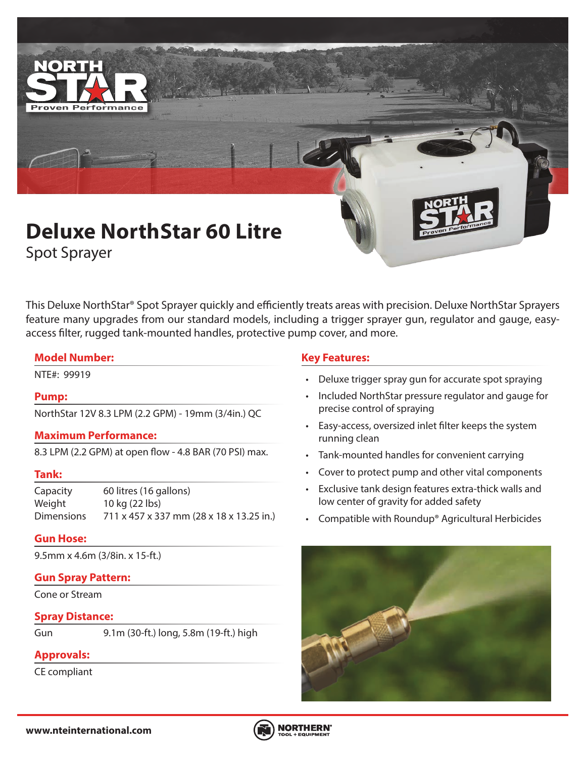# Deluxe NorthStar 60 Litre

Spot Sprayer

This Deluxe NorthStar® Spot Sprayer quickly and efficiently treats areas with precision. Deluxe NorthStar Sprayers feature many upgrades from our standard models, including a trigger sprayer gun, regulator and gauge, easy-access filter, rugged tank-mounted handles, protective pump cover, and more.

## Model Number:

NTE#: 99919

## Pump:

NorthStar 12V 8.3 LPM (2.2 GPM) - 19mm (3/4in.) QC

## Maximum Performance:

8.3 LPM (2.2 GPM) at open flow - 4.8 BAR (70 PSI) max.

## Tank:

| | |
|---|---|
| Capacity | 60 litres (16 gallons) |
| Weight | 10 kg (22 lbs) |
| Dimensions | 711 x 457 x 337 mm (28 x 18 x 13.25 in.) |

## Gun Hose:

9.5mm x 4.6m (3/8in. x 15-ft.)

## Gun Spray Pattern:

Cone or Stream

## Spray Distance:

| | |
|---|---|
| Gun | 9.1m (30-ft.) long, 5.8m (19-ft.) high |

## Approvals:

CE compliant

## Key Features:

- Deluxe trigger spray gun for accurate spot spraying
- Included NorthStar pressure regulator and gauge for precise control of spraying
- Easy-access, oversized inlet filter keeps the system running clean
- Tank-mounted handles for convenient carrying
- Cover to protect pump and other vital components
- Exclusive tank design features extra-thick walls and low center of gravity for added safety
- Compatible with Roundup® Agricultural Herbicides

www.nteinternational.com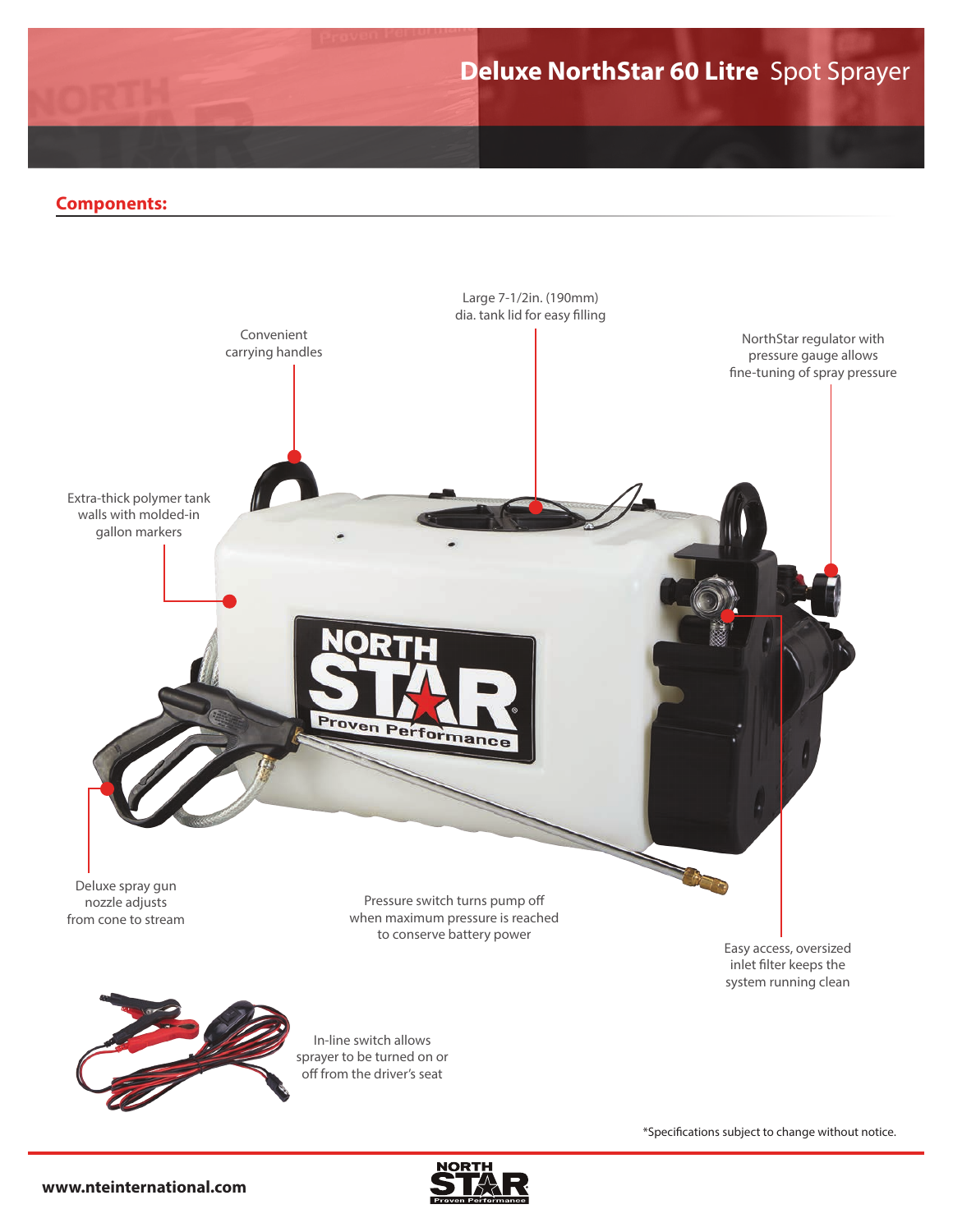# **Deluxe NorthStar 60 Litre** Spot Sprayer

## Components:

Large 7-1/2in. (190mm) dia. tank lid for easy filling

Convenient carrying handles

NorthStar regulator with pressure gauge allows fine-tuning of spray pressure

Extra-thick polymer tank walls with molded-in gallon markers

Deluxe spray gun nozzle adjusts from cone to stream

Pressure switch turns pump off when maximum pressure is reached to conserve battery power

Easy access, oversized inlet filter keeps the system running clean

In-line switch allows sprayer to be turned on or off from the driver's seat

*Specifications subject to change without notice.

**www.nteinternational.com**